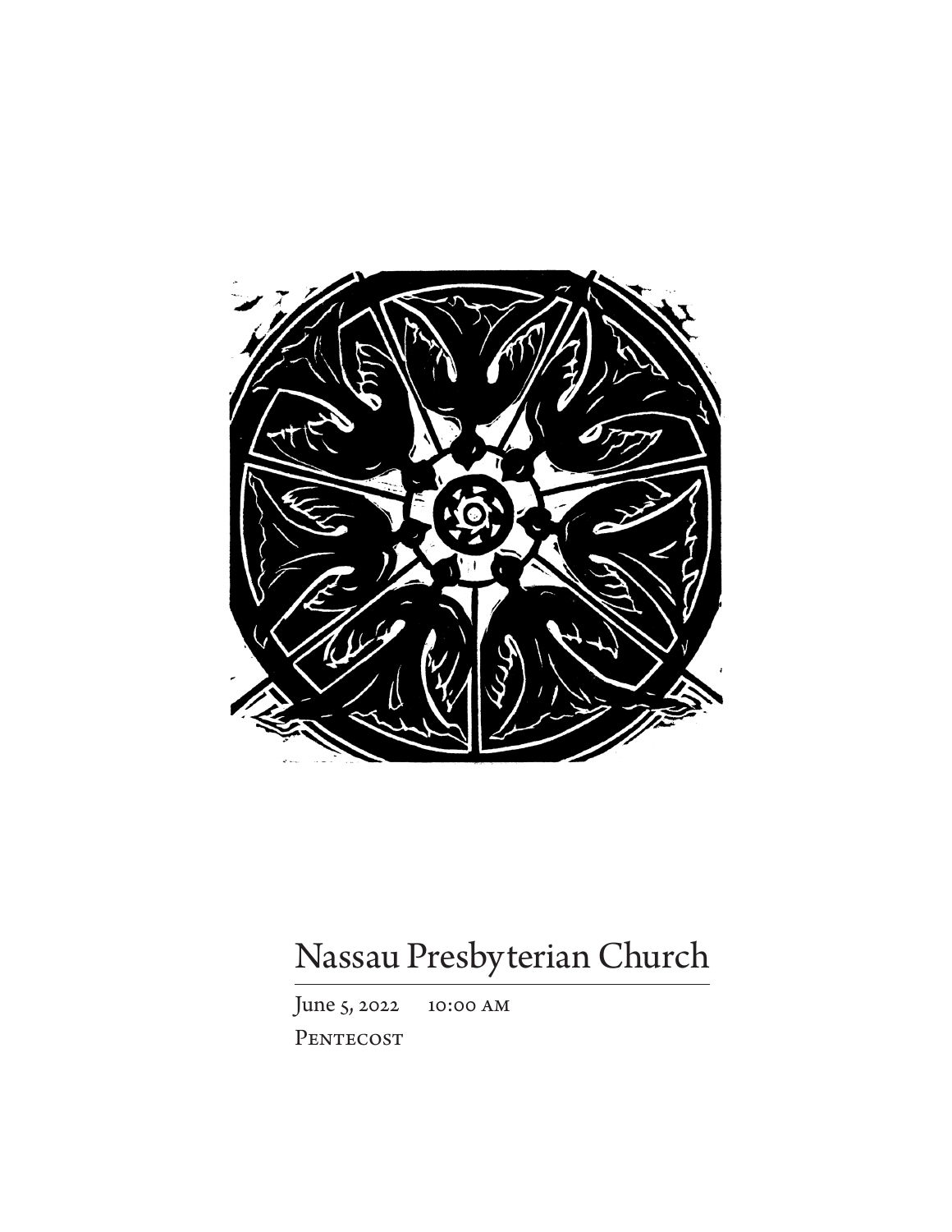# Nassau Presbyterian Church

June 5, 2022 10:00 AM

Pentecost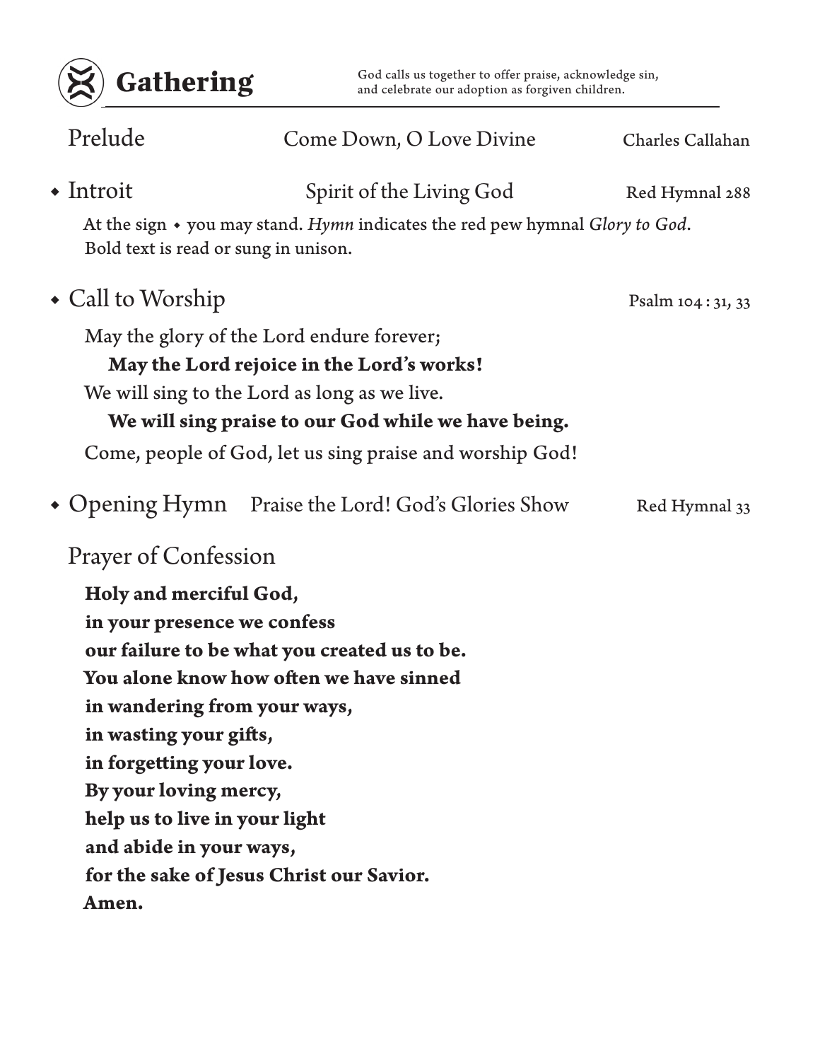## Gathering

God calls us together to offer praise, acknowledge sin, and celebrate our adoption as forgiven children.

Prelude — Come Down, O Love Divine — Charles Callahan

◆ Introit — Spirit of the Living God — Red Hymnal 288

At the sign ◆ you may stand. *Hymn* indicates the red pew hymnal *Glory to God*. Bold text is read or sung in unison.

◆ Call to Worship — Psalm 104 : 31, 33

May the glory of the Lord endure forever;

**May the Lord rejoice in the Lord's works!**

We will sing to the Lord as long as we live.

**We will sing praise to our God while we have being.**

Come, people of God, let us sing praise and worship God!

◆ Opening Hymn — Praise the Lord! God's Glories Show — Red Hymnal 33

Prayer of Confession

**Holy and merciful God,**
**in your presence we confess**
**our failure to be what you created us to be.**
**You alone know how often we have sinned**
**in wandering from your ways,**
**in wasting your gifts,**
**in forgetting your love.**
**By your loving mercy,**
**help us to live in your light**
**and abide in your ways,**
**for the sake of Jesus Christ our Savior.**
**Amen.**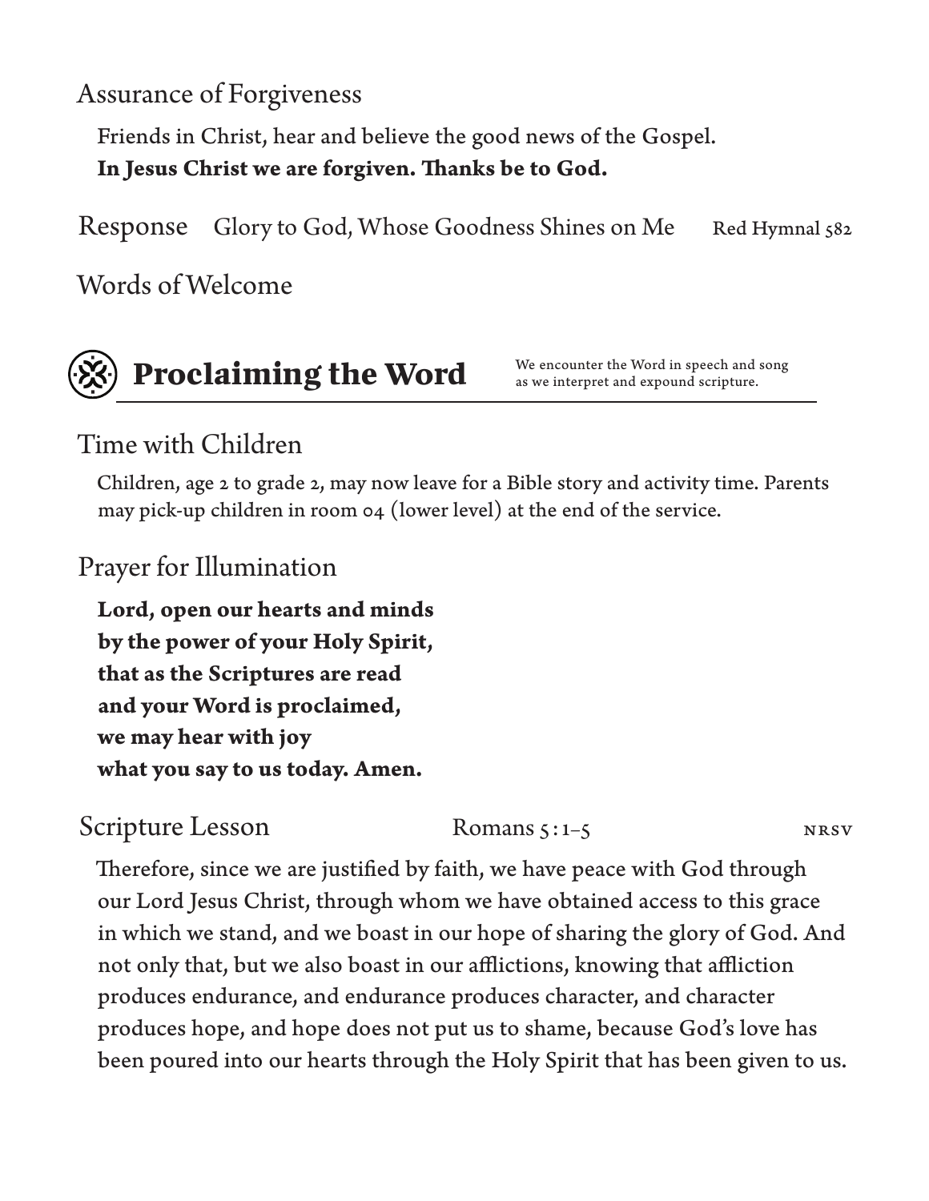## Assurance of Forgiveness

Friends in Christ, hear and believe the good news of the Gospel.
**In Jesus Christ we are forgiven. Thanks be to God.**

## Response — Glory to God, Whose Goodness Shines on Me — Red Hymnal 582

## Words of Welcome

# Proclaiming the Word

We encounter the Word in speech and song as we interpret and expound scripture.

## Time with Children

Children, age 2 to grade 2, may now leave for a Bible story and activity time. Parents may pick-up children in room 04 (lower level) at the end of the service.

## Prayer for Illumination

**Lord, open our hearts and minds**
**by the power of your Holy Spirit,**
**that as the Scriptures are read**
**and your Word is proclaimed,**
**we may hear with joy**
**what you say to us today. Amen.**

## Scripture Lesson — Romans 5:1–5 — NRSV

Therefore, since we are justified by faith, we have peace with God through our Lord Jesus Christ, through whom we have obtained access to this grace in which we stand, and we boast in our hope of sharing the glory of God. And not only that, but we also boast in our afflictions, knowing that affliction produces endurance, and endurance produces character, and character produces hope, and hope does not put us to shame, because God's love has been poured into our hearts through the Holy Spirit that has been given to us.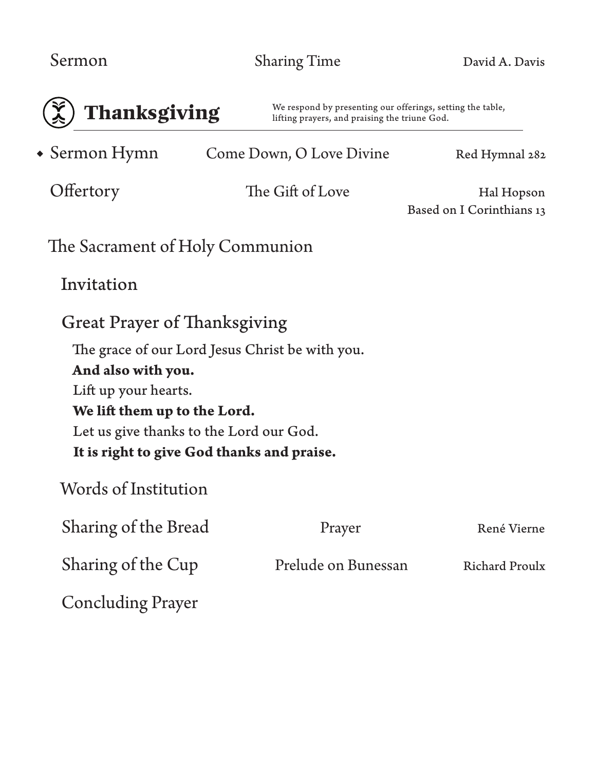Sermon — Sharing Time — David A. Davis

## Thanksgiving

We respond by presenting our offerings, setting the table, lifting prayers, and praising the triune God.

◆ Sermon Hymn — Come Down, O Love Divine — Red Hymnal 282

Offertory — The Gift of Love — Hal Hopson
Based on I Corinthians 13

### The Sacrament of Holy Communion

Invitation

Great Prayer of Thanksgiving

The grace of our Lord Jesus Christ be with you.
**And also with you.**
Lift up your hearts.
**We lift them up to the Lord.**
Let us give thanks to the Lord our God.
**It is right to give God thanks and praise.**

Words of Institution

Sharing of the Bread — Prayer — René Vierne

Sharing of the Cup — Prelude on Bunessan — Richard Proulx

Concluding Prayer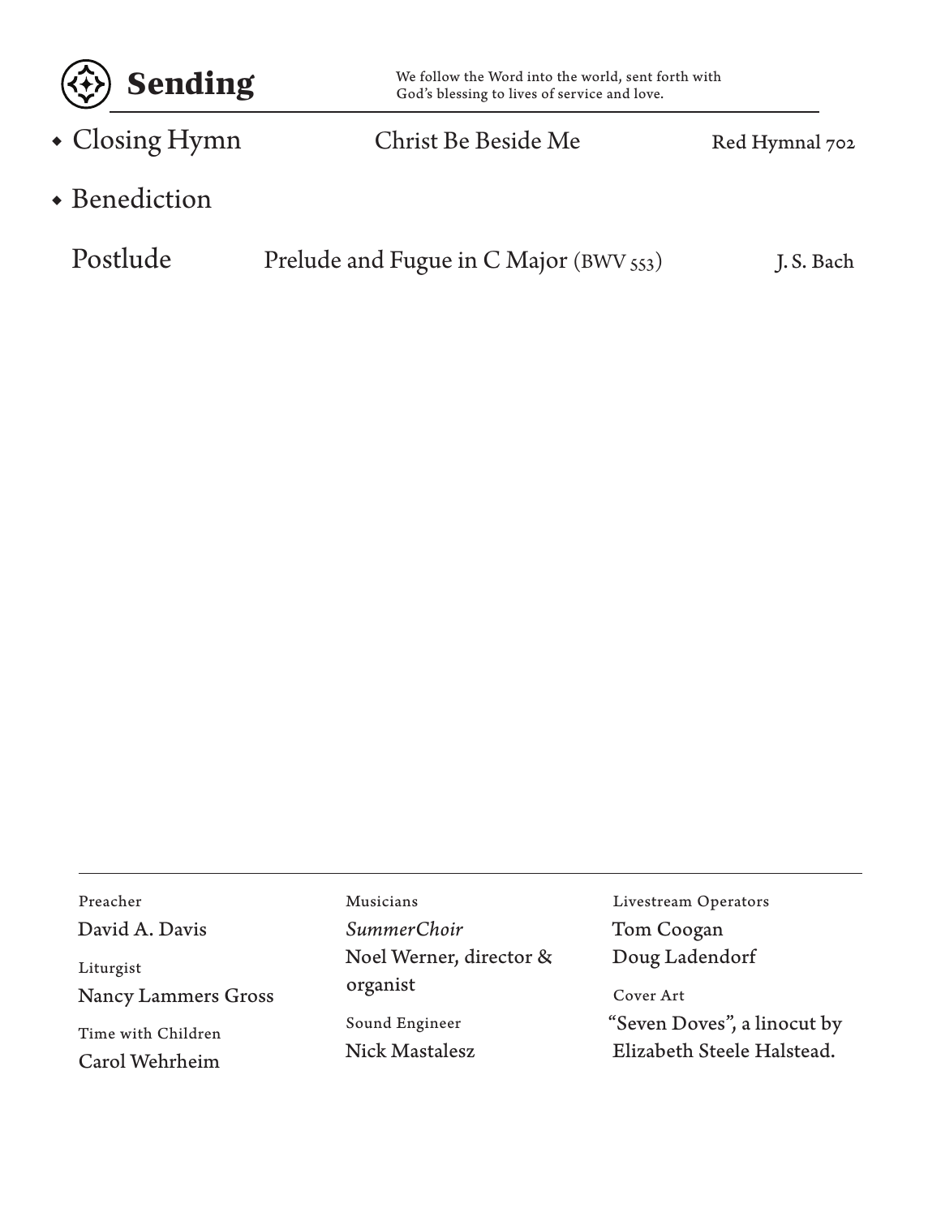## Sending

We follow the Word into the world, sent forth with God's blessing to lives of service and love.

- Closing Hymn — Christ Be Beside Me — Red Hymnal 702
- Benediction

Postlude — Prelude and Fugue in C Major (BWV 553) — J. S. Bach

---

Preacher
David A. Davis

Liturgist
Nancy Lammers Gross

Time with Children
Carol Wehrheim

Musicians
*SummerChoir*
Noel Werner, director & organist

Sound Engineer
Nick Mastalesz

Livestream Operators
Tom Coogan
Doug Ladendorf

Cover Art
"Seven Doves", a linocut by Elizabeth Steele Halstead.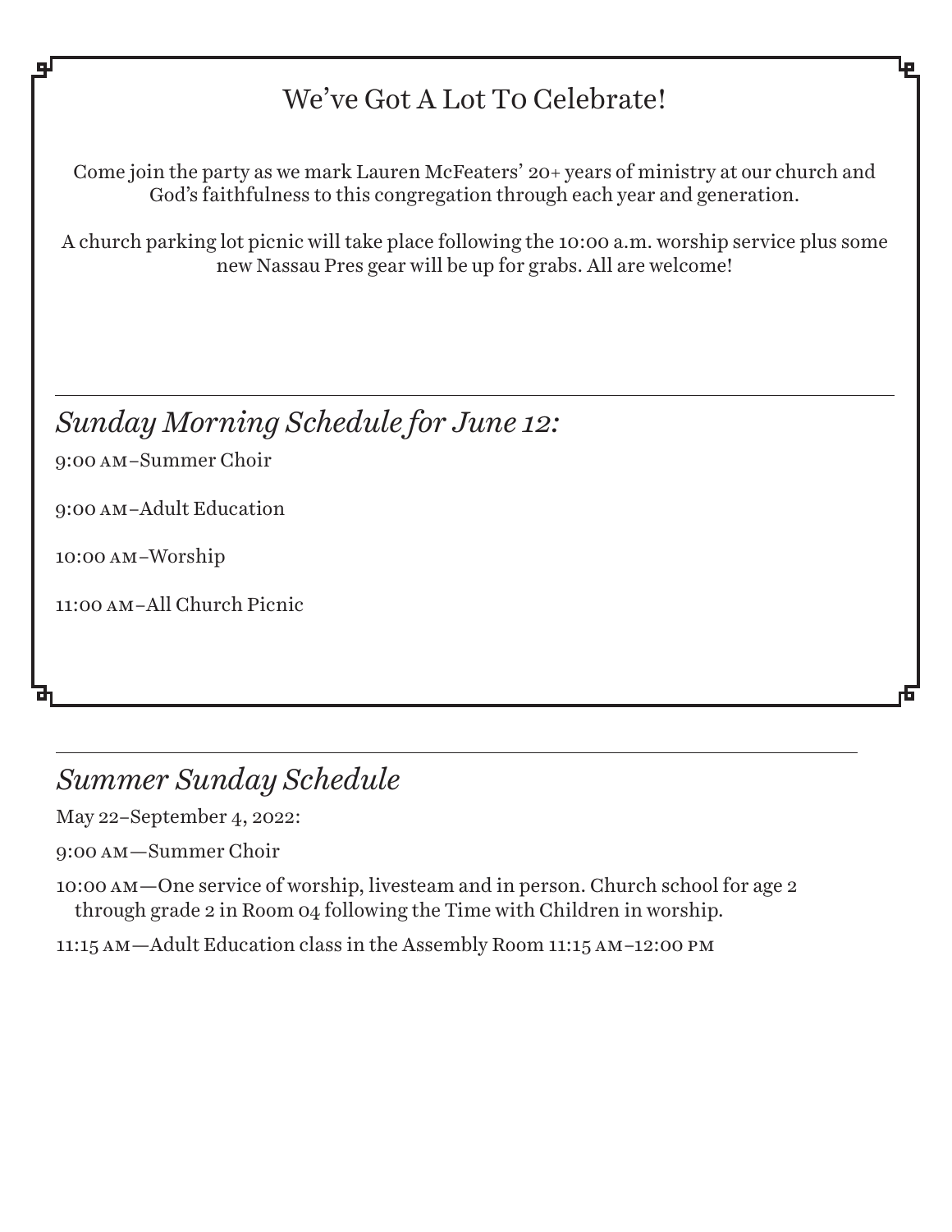## We've Got A Lot To Celebrate!

Come join the party as we mark Lauren McFeaters' 20+ years of ministry at our church and God's faithfulness to this congregation through each year and generation.

A church parking lot picnic will take place following the 10:00 a.m. worship service plus some new Nassau Pres gear will be up for grabs. All are welcome!

---

## *Sunday Morning Schedule for June 12:*

9:00 AM–Summer Choir

9:00 AM–Adult Education

10:00 AM–Worship

11:00 AM–All Church Picnic

---

## *Summer Sunday Schedule*

May 22–September 4, 2022:

9:00 AM—Summer Choir

10:00 AM—One service of worship, livesteam and in person. Church school for age 2 through grade 2 in Room 04 following the Time with Children in worship.

11:15 AM—Adult Education class in the Assembly Room 11:15 AM–12:00 PM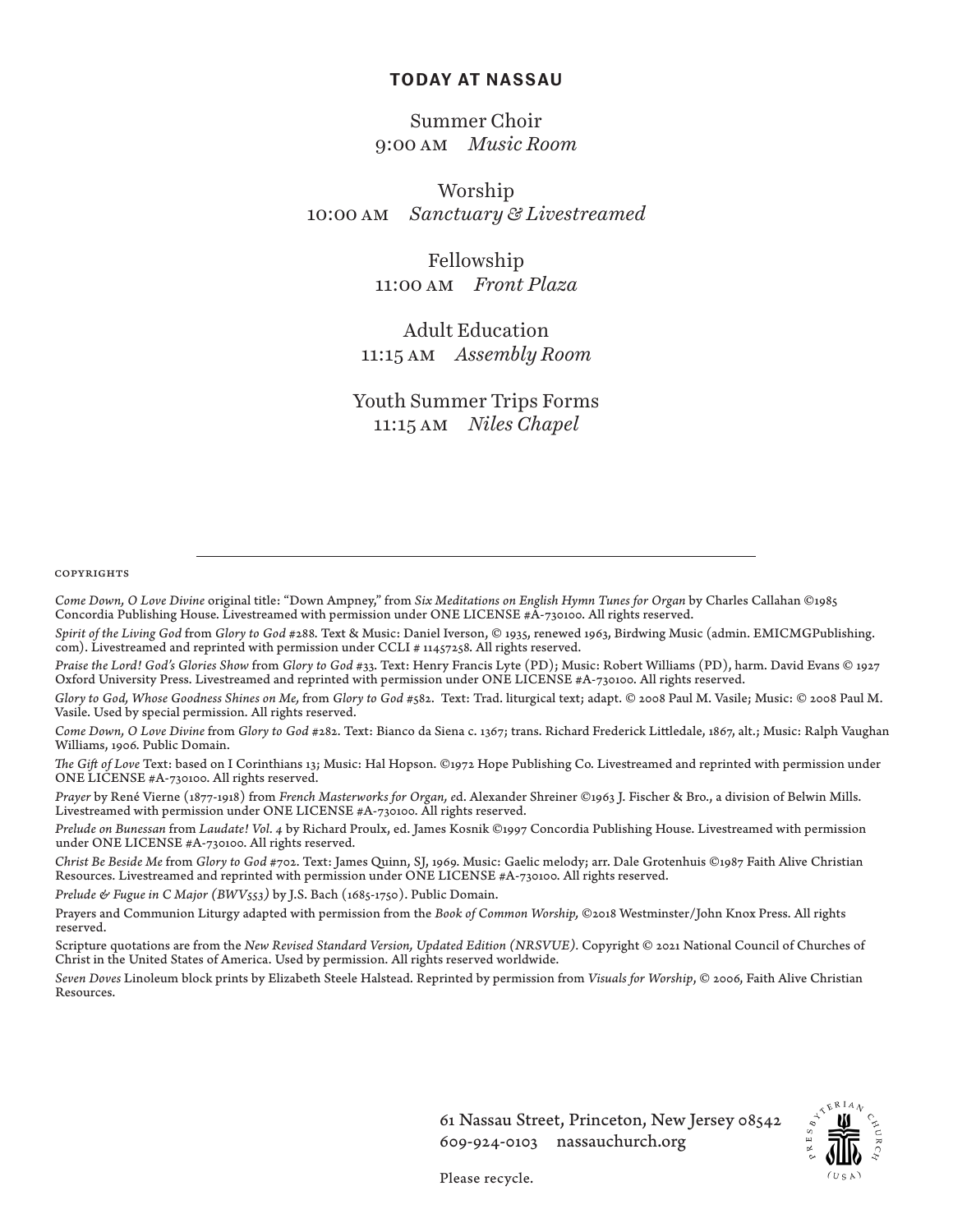## TODAY AT NASSAU

Summer Choir
9:00 AM *Music Room*

Worship
10:00 AM *Sanctuary & Livestreamed*

Fellowship
11:00 AM *Front Plaza*

Adult Education
11:15 AM *Assembly Room*

Youth Summer Trips Forms
11:15 AM *Niles Chapel*

---

COPYRIGHTS

*Come Down, O Love Divine* original title: "Down Ampney," from *Six Meditations on English Hymn Tunes for Organ* by Charles Callahan ©1985 Concordia Publishing House. Livestreamed with permission under ONE LICENSE #A-730100. All rights reserved.

*Spirit of the Living God* from *Glory to God* #288. Text & Music: Daniel Iverson, © 1935, renewed 1963, Birdwing Music (admin. EMICMGPublishing.com). Livestreamed and reprinted with permission under CCLI # 11457258. All rights reserved.

*Praise the Lord! God's Glories Show* from *Glory to God* #33. Text: Henry Francis Lyte (PD); Music: Robert Williams (PD), harm. David Evans © 1927 Oxford University Press. Livestreamed and reprinted with permission under ONE LICENSE #A-730100. All rights reserved.

*Glory to God, Whose Goodness Shines on Me,* from *Glory to God* #582. Text: Trad. liturgical text; adapt. © 2008 Paul M. Vasile; Music: © 2008 Paul M. Vasile. Used by special permission. All rights reserved.

*Come Down, O Love Divine* from *Glory to God* #282. Text: Bianco da Siena c. 1367; trans. Richard Frederick Littledale, 1867, alt.; Music: Ralph Vaughan Williams, 1906. Public Domain.

*The Gift of Love* Text: based on I Corinthians 13; Music: Hal Hopson. ©1972 Hope Publishing Co. Livestreamed and reprinted with permission under ONE LICENSE #A-730100. All rights reserved.

*Prayer* by René Vierne (1877-1918) from *French Masterworks for Organ,* ed. Alexander Shreiner ©1963 J. Fischer & Bro., a division of Belwin Mills. Livestreamed with permission under ONE LICENSE #A-730100. All rights reserved.

*Prelude on Bunessan* from *Laudate! Vol. 4* by Richard Proulx, ed. James Kosnik ©1997 Concordia Publishing House. Livestreamed with permission under ONE LICENSE #A-730100. All rights reserved.

*Christ Be Beside Me* from *Glory to God* #702. Text: James Quinn, SJ, 1969. Music: Gaelic melody; arr. Dale Grotenhuis ©1987 Faith Alive Christian Resources. Livestreamed and reprinted with permission under ONE LICENSE #A-730100. All rights reserved.

*Prelude & Fugue in C Major (BWV553)* by J.S. Bach (1685-1750). Public Domain.

Prayers and Communion Liturgy adapted with permission from the *Book of Common Worship,* ©2018 Westminster/John Knox Press. All rights reserved.

Scripture quotations are from the *New Revised Standard Version, Updated Edition (NRSVUE)*. Copyright © 2021 National Council of Churches of Christ in the United States of America. Used by permission. All rights reserved worldwide.

*Seven Doves* Linoleum block prints by Elizabeth Steele Halstead. Reprinted by permission from *Visuals for Worship*, © 2006, Faith Alive Christian Resources.

61 Nassau Street, Princeton, New Jersey 08542
609-924-0103 nassauchurch.org

Please recycle.